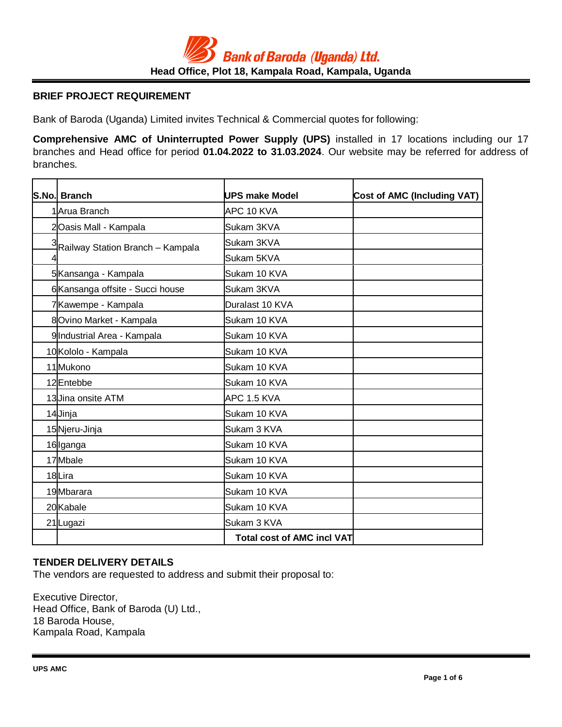**Bank of Baroda (Uganda) Ltd.**

**Head Office, Plot 18, Kampala Road, Kampala, Uganda**

## BRIEF PROJECT REQUIREMENT

Bank of Baroda (Uganda) Limited invites Technical & Commercial quotes for following:

**Comprehensive AMC of Uninterrupted Power Supply (UPS)** installed in 17 locations including our 17 branches and Head office for period **01.04.2022 to 31.03.2024**. Our website may be referred for address of branches.

| S.No. | Branch | UPS make Model | Cost of AMC (Including VAT) |
|---|---|---|---|
| 1 | Arua Branch | APC 10 KVA | |
| 2 | Oasis Mall - Kampala | Sukam 3KVA | |
| 3 | Railway Station Branch – Kampala | Sukam 3KVA | |
| 4 | | Sukam 5KVA | |
| 5 | Kansanga - Kampala | Sukam 10 KVA | |
| 6 | Kansanga offsite - Succi house | Sukam 3KVA | |
| 7 | Kawempe - Kampala | Duralast 10 KVA | |
| 8 | Ovino Market - Kampala | Sukam 10 KVA | |
| 9 | Industrial Area - Kampala | Sukam 10 KVA | |
| 10 | Kololo - Kampala | Sukam 10 KVA | |
| 11 | Mukono | Sukam 10 KVA | |
| 12 | Entebbe | Sukam 10 KVA | |
| 13 | Jina onsite ATM | APC 1.5 KVA | |
| 14 | Jinja | Sukam 10 KVA | |
| 15 | Njeru-Jinja | Sukam 3 KVA | |
| 16 | Iganga | Sukam 10 KVA | |
| 17 | Mbale | Sukam 10 KVA | |
| 18 | Lira | Sukam 10 KVA | |
| 19 | Mbarara | Sukam 10 KVA | |
| 20 | Kabale | Sukam 10 KVA | |
| 21 | Lugazi | Sukam 3 KVA | |
| | | **Total cost of AMC incl VAT** | |

## TENDER DELIVERY DETAILS

The vendors are requested to address and submit their proposal to:

Executive Director,  
Head Office, Bank of Baroda (U) Ltd.,  
18 Baroda House,  
Kampala Road, Kampala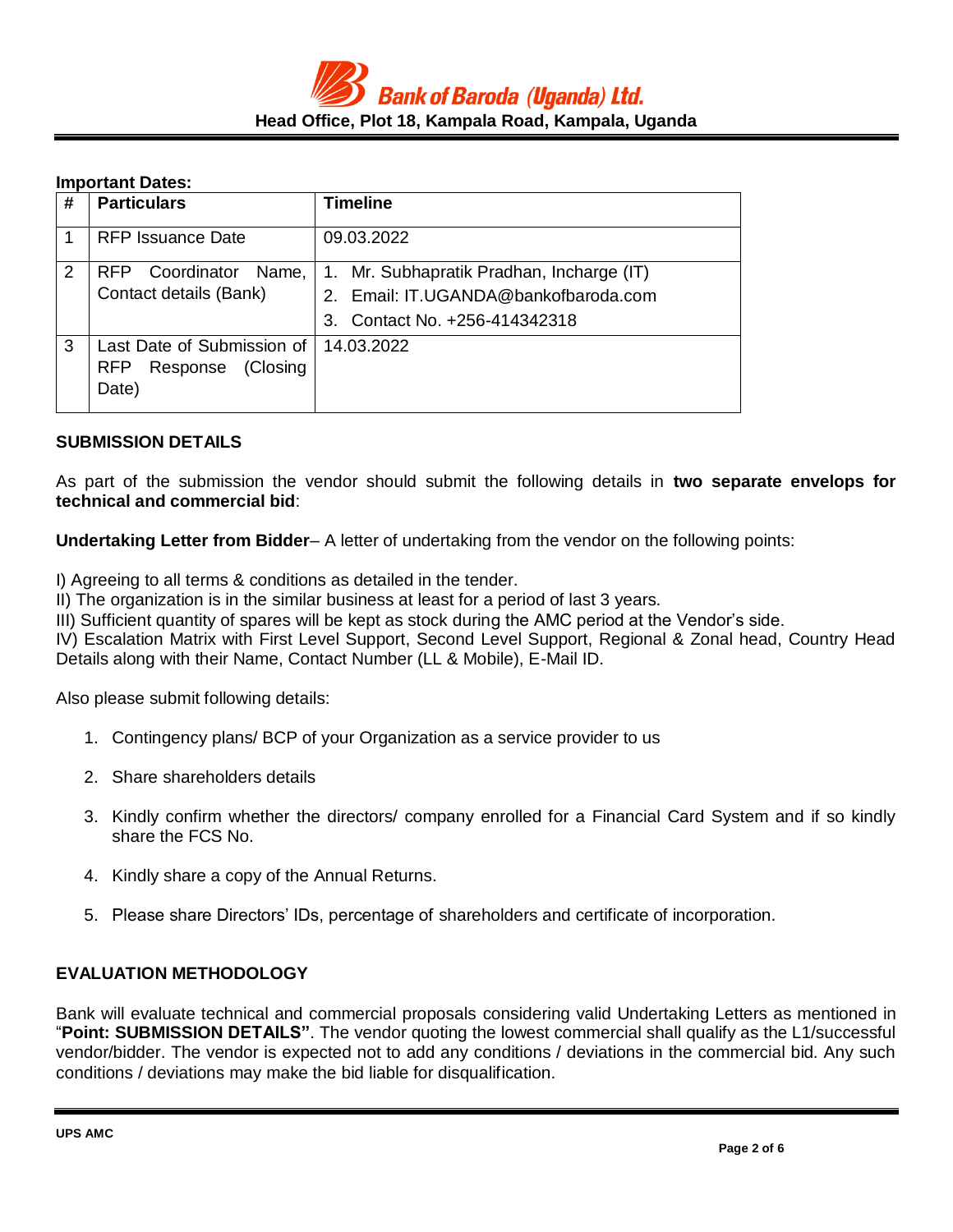**Important Dates:**

| # | Particulars | Timeline |
|---|---|---|
| 1 | RFP Issuance Date | 09.03.2022 |
| 2 | RFP Coordinator Name, Contact details (Bank) | 1. Mr. Subhapratik Pradhan, Incharge (IT)<br>2. Email: IT.UGANDA@bankofbaroda.com<br>3. Contact No. +256-414342318 |
| 3 | Last Date of Submission of RFP Response (Closing Date) | 14.03.2022 |

## SUBMISSION DETAILS

As part of the submission the vendor should submit the following details in **two separate envelops for technical and commercial bid**:

**Undertaking Letter from Bidder**– A letter of undertaking from the vendor on the following points:

I) Agreeing to all terms & conditions as detailed in the tender.
II) The organization is in the similar business at least for a period of last 3 years.
III) Sufficient quantity of spares will be kept as stock during the AMC period at the Vendor's side.
IV) Escalation Matrix with First Level Support, Second Level Support, Regional & Zonal head, Country Head Details along with their Name, Contact Number (LL & Mobile), E-Mail ID.

Also please submit following details:

1. Contingency plans/ BCP of your Organization as a service provider to us
2. Share shareholders details
3. Kindly confirm whether the directors/ company enrolled for a Financial Card System and if so kindly share the FCS No.
4. Kindly share a copy of the Annual Returns.
5. Please share Directors' IDs, percentage of shareholders and certificate of incorporation.

## EVALUATION METHODOLOGY

Bank will evaluate technical and commercial proposals considering valid Undertaking Letters as mentioned in "**Point: SUBMISSION DETAILS"**. The vendor quoting the lowest commercial shall qualify as the L1/successful vendor/bidder. The vendor is expected not to add any conditions / deviations in the commercial bid. Any such conditions / deviations may make the bid liable for disqualification.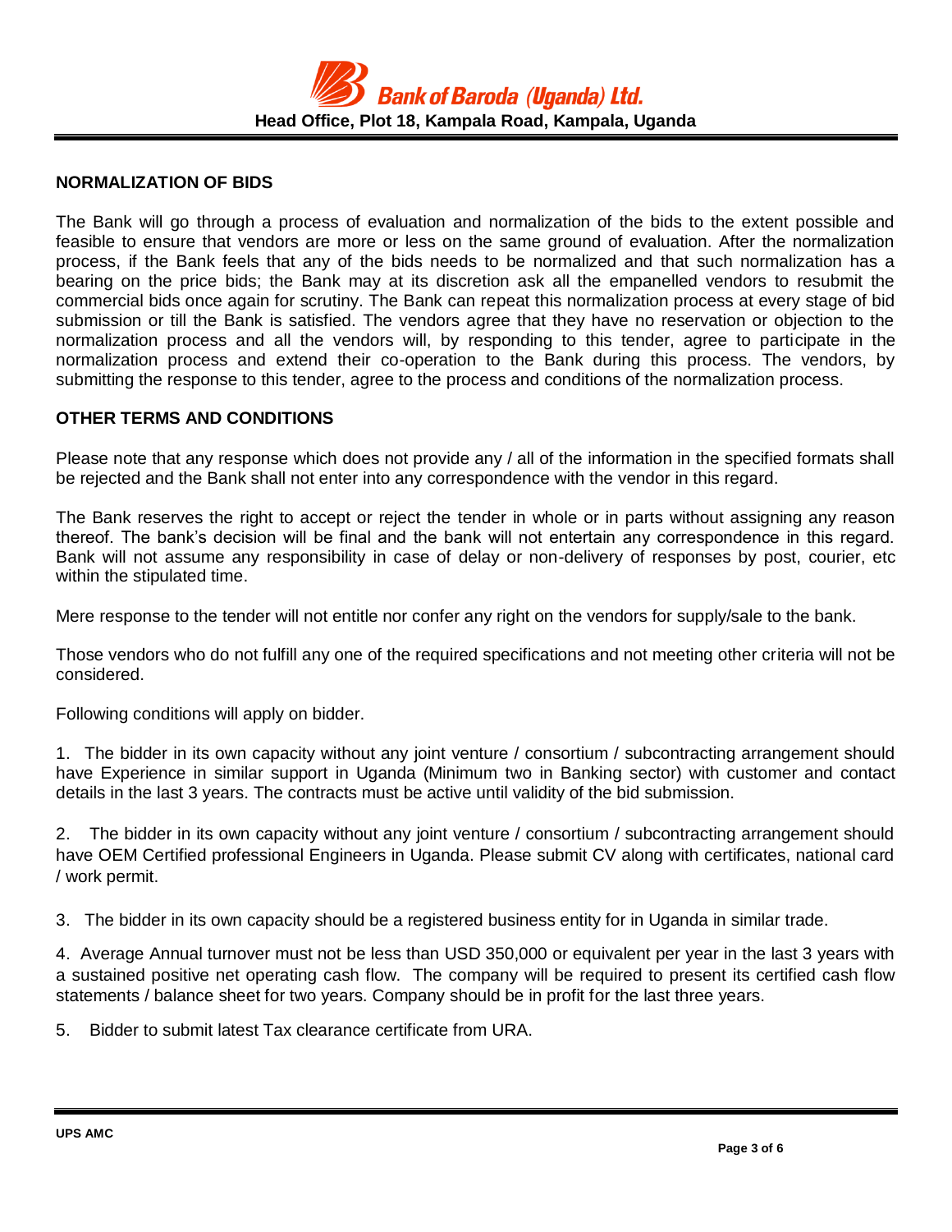## NORMALIZATION OF BIDS

The Bank will go through a process of evaluation and normalization of the bids to the extent possible and feasible to ensure that vendors are more or less on the same ground of evaluation. After the normalization process, if the Bank feels that any of the bids needs to be normalized and that such normalization has a bearing on the price bids; the Bank may at its discretion ask all the empanelled vendors to resubmit the commercial bids once again for scrutiny. The Bank can repeat this normalization process at every stage of bid submission or till the Bank is satisfied. The vendors agree that they have no reservation or objection to the normalization process and all the vendors will, by responding to this tender, agree to participate in the normalization process and extend their co-operation to the Bank during this process. The vendors, by submitting the response to this tender, agree to the process and conditions of the normalization process.

## OTHER TERMS AND CONDITIONS

Please note that any response which does not provide any / all of the information in the specified formats shall be rejected and the Bank shall not enter into any correspondence with the vendor in this regard.

The Bank reserves the right to accept or reject the tender in whole or in parts without assigning any reason thereof. The bank's decision will be final and the bank will not entertain any correspondence in this regard. Bank will not assume any responsibility in case of delay or non-delivery of responses by post, courier, etc within the stipulated time.

Mere response to the tender will not entitle nor confer any right on the vendors for supply/sale to the bank.

Those vendors who do not fulfill any one of the required specifications and not meeting other criteria will not be considered.

Following conditions will apply on bidder.

1. The bidder in its own capacity without any joint venture / consortium / subcontracting arrangement should have Experience in similar support in Uganda (Minimum two in Banking sector) with customer and contact details in the last 3 years. The contracts must be active until validity of the bid submission.

2. The bidder in its own capacity without any joint venture / consortium / subcontracting arrangement should have OEM Certified professional Engineers in Uganda. Please submit CV along with certificates, national card / work permit.

3. The bidder in its own capacity should be a registered business entity for in Uganda in similar trade.

4. Average Annual turnover must not be less than USD 350,000 or equivalent per year in the last 3 years with a sustained positive net operating cash flow. The company will be required to present its certified cash flow statements / balance sheet for two years. Company should be in profit for the last three years.

5. Bidder to submit latest Tax clearance certificate from URA.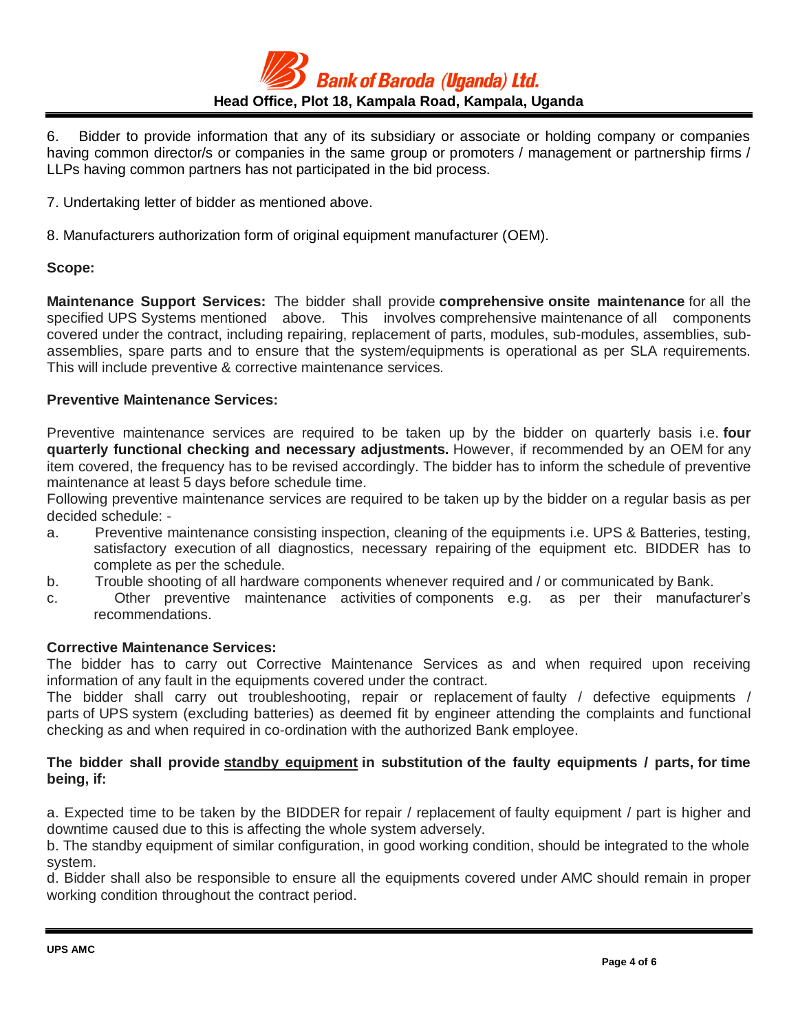6. Bidder to provide information that any of its subsidiary or associate or holding company or companies having common director/s or companies in the same group or promoters / management or partnership firms / LLPs having common partners has not participated in the bid process.

7. Undertaking letter of bidder as mentioned above.

8. Manufacturers authorization form of original equipment manufacturer (OEM).

**Scope:**

**Maintenance Support Services:** The bidder shall provide **comprehensive onsite maintenance** for all the specified UPS Systems mentioned above. This involves comprehensive maintenance of all components covered under the contract, including repairing, replacement of parts, modules, sub-modules, assemblies, sub-assemblies, spare parts and to ensure that the system/equipments is operational as per SLA requirements. This will include preventive & corrective maintenance services.

**Preventive Maintenance Services:**

Preventive maintenance services are required to be taken up by the bidder on quarterly basis i.e. **four quarterly functional checking and necessary adjustments.** However, if recommended by an OEM for any item covered, the frequency has to be revised accordingly. The bidder has to inform the schedule of preventive maintenance at least 5 days before schedule time.

Following preventive maintenance services are required to be taken up by the bidder on a regular basis as per decided schedule: -

a. Preventive maintenance consisting inspection, cleaning of the equipments i.e. UPS & Batteries, testing, satisfactory execution of all diagnostics, necessary repairing of the equipment etc. BIDDER has to complete as per the schedule.
b. Trouble shooting of all hardware components whenever required and / or communicated by Bank.
c. Other preventive maintenance activities of components e.g. as per their manufacturer's recommendations.

**Corrective Maintenance Services:**

The bidder has to carry out Corrective Maintenance Services as and when required upon receiving information of any fault in the equipments covered under the contract.

The bidder shall carry out troubleshooting, repair or replacement of faulty / defective equipments / parts of UPS system (excluding batteries) as deemed fit by engineer attending the complaints and functional checking as and when required in co-ordination with the authorized Bank employee.

**The bidder shall provide <u>standby equipment</u> in substitution of the faulty equipments / parts, for time being, if:**

a. Expected time to be taken by the BIDDER for repair / replacement of faulty equipment / part is higher and downtime caused due to this is affecting the whole system adversely.

b. The standby equipment of similar configuration, in good working condition, should be integrated to the whole system.

d. Bidder shall also be responsible to ensure all the equipments covered under AMC should remain in proper working condition throughout the contract period.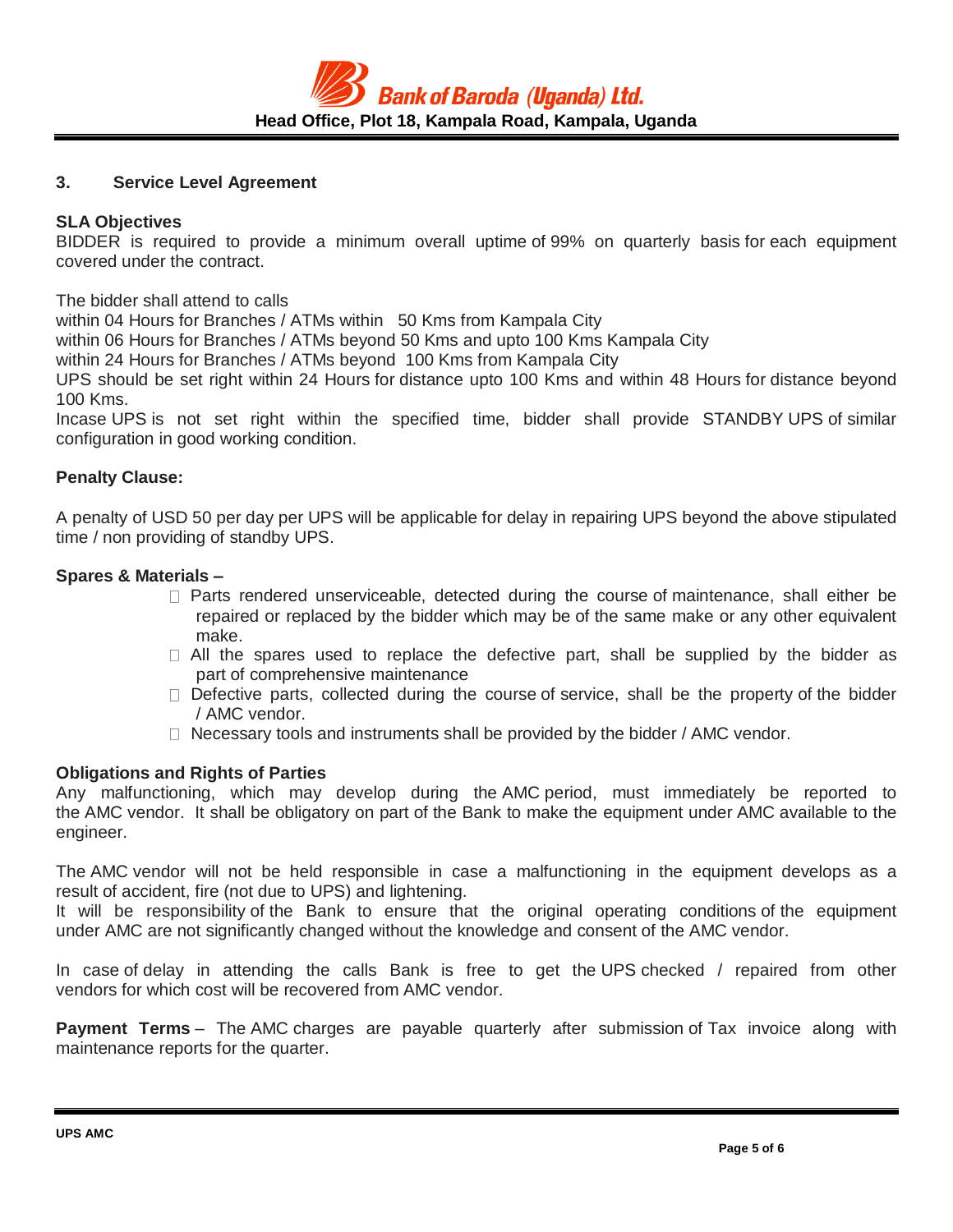## 3. Service Level Agreement

**SLA Objectives**

BIDDER is required to provide a minimum overall uptime of 99% on quarterly basis for each equipment covered under the contract.

The bidder shall attend to calls
within 04 Hours for Branches / ATMs within 50 Kms from Kampala City
within 06 Hours for Branches / ATMs beyond 50 Kms and upto 100 Kms Kampala City
within 24 Hours for Branches / ATMs beyond 100 Kms from Kampala City
UPS should be set right within 24 Hours for distance upto 100 Kms and within 48 Hours for distance beyond 100 Kms.
Incase UPS is not set right within the specified time, bidder shall provide STANDBY UPS of similar configuration in good working condition.

**Penalty Clause:**

A penalty of USD 50 per day per UPS will be applicable for delay in repairing UPS beyond the above stipulated time / non providing of standby UPS.

**Spares & Materials –**

- Parts rendered unserviceable, detected during the course of maintenance, shall either be repaired or replaced by the bidder which may be of the same make or any other equivalent make.
- All the spares used to replace the defective part, shall be supplied by the bidder as part of comprehensive maintenance
- Defective parts, collected during the course of service, shall be the property of the bidder / AMC vendor.
- Necessary tools and instruments shall be provided by the bidder / AMC vendor.

**Obligations and Rights of Parties**

Any malfunctioning, which may develop during the AMC period, must immediately be reported to the AMC vendor. It shall be obligatory on part of the Bank to make the equipment under AMC available to the engineer.

The AMC vendor will not be held responsible in case a malfunctioning in the equipment develops as a result of accident, fire (not due to UPS) and lightening.
It will be responsibility of the Bank to ensure that the original operating conditions of the equipment under AMC are not significantly changed without the knowledge and consent of the AMC vendor.

In case of delay in attending the calls Bank is free to get the UPS checked / repaired from other vendors for which cost will be recovered from AMC vendor.

**Payment Terms** – The AMC charges are payable quarterly after submission of Tax invoice along with maintenance reports for the quarter.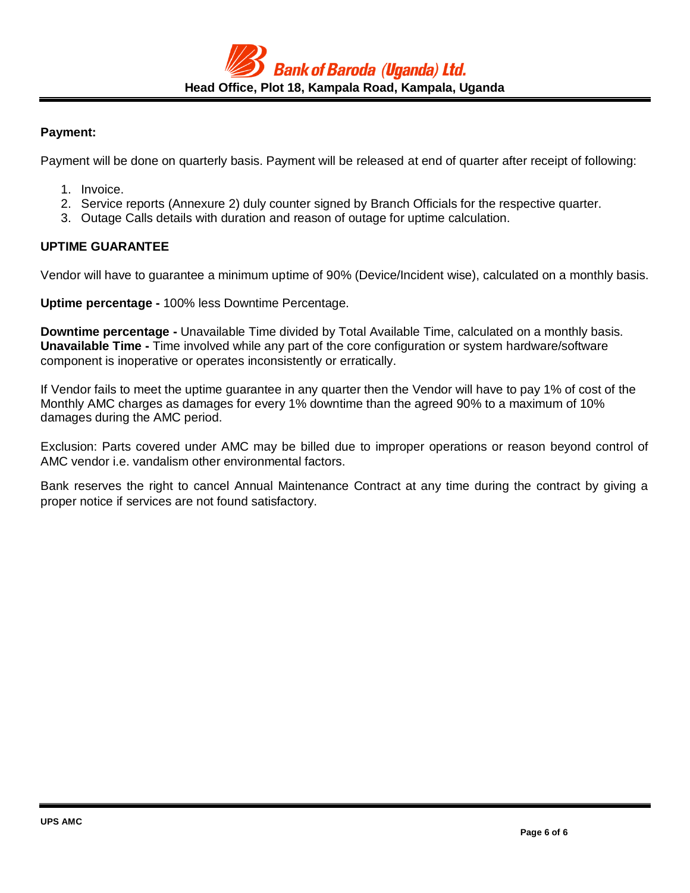**Payment:**

Payment will be done on quarterly basis. Payment will be released at end of quarter after receipt of following:

1. Invoice.
2. Service reports (Annexure 2) duly counter signed by Branch Officials for the respective quarter.
3. Outage Calls details with duration and reason of outage for uptime calculation.

**UPTIME GUARANTEE**

Vendor will have to guarantee a minimum uptime of 90% (Device/Incident wise), calculated on a monthly basis.

**Uptime percentage -** 100% less Downtime Percentage.

**Downtime percentage -** Unavailable Time divided by Total Available Time, calculated on a monthly basis.
**Unavailable Time -** Time involved while any part of the core configuration or system hardware/software component is inoperative or operates inconsistently or erratically.

If Vendor fails to meet the uptime guarantee in any quarter then the Vendor will have to pay 1% of cost of the Monthly AMC charges as damages for every 1% downtime than the agreed 90% to a maximum of 10% damages during the AMC period.

Exclusion: Parts covered under AMC may be billed due to improper operations or reason beyond control of AMC vendor i.e. vandalism other environmental factors.

Bank reserves the right to cancel Annual Maintenance Contract at any time during the contract by giving a proper notice if services are not found satisfactory.